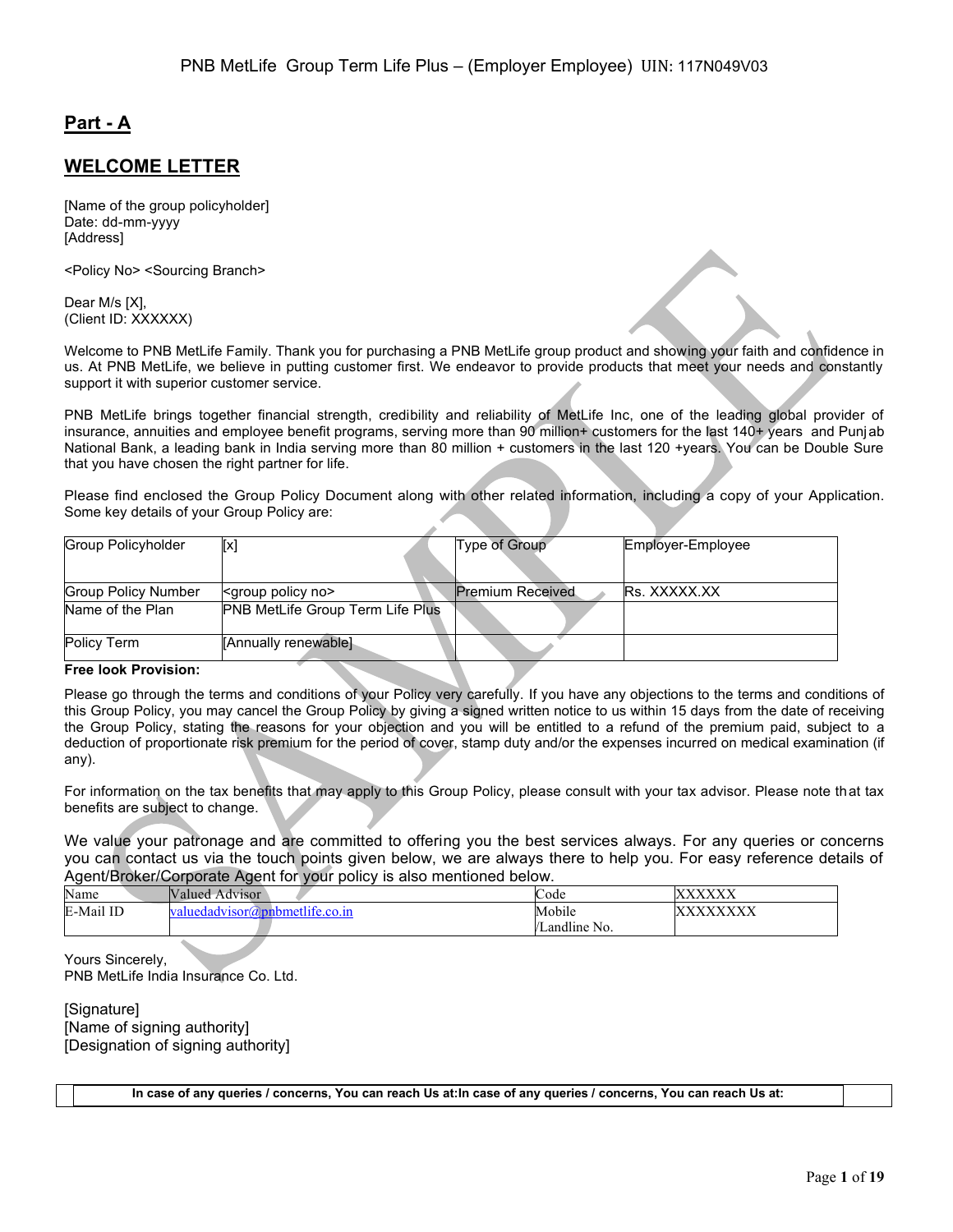## Part - A

## WELCOME LETTER

[Name of the group policyholder]
Date: dd-mm-yyyy
[Address]

<Policy No> <Sourcing Branch>

Dear M/s [X],
(Client ID: XXXXXX)

Welcome to PNB MetLife Family. Thank you for purchasing a PNB MetLife group product and showing your faith and confidence in us. At PNB MetLife, we believe in putting customer first. We endeavor to provide products that meet your needs and constantly support it with superior customer service.

PNB MetLife brings together financial strength, credibility and reliability of MetLife Inc, one of the leading global provider of insurance, annuities and employee benefit programs, serving more than 90 million+ customers for the last 140+ years and Punjab National Bank, a leading bank in India serving more than 80 million + customers in the last 120 +years. You can be Double Sure that you have chosen the right partner for life.

Please find enclosed the Group Policy Document along with other related information, including a copy of your Application. Some key details of your Group Policy are:

| Group Policyholder | [x] | Type of Group | Employer-Employee |
|---|---|---|---|
| Group Policy Number | <group policy no> | Premium Received | Rs. XXXXX.XX |
| Name of the Plan | PNB MetLife Group Term Life Plus | | |
| Policy Term | [Annually renewable] | | |

**Free look Provision:**

Please go through the terms and conditions of your Policy very carefully. If you have any objections to the terms and conditions of this Group Policy, you may cancel the Group Policy by giving a signed written notice to us within 15 days from the date of receiving the Group Policy, stating the reasons for your objection and you will be entitled to a refund of the premium paid, subject to a deduction of proportionate risk premium for the period of cover, stamp duty and/or the expenses incurred on medical examination (if any).

For information on the tax benefits that may apply to this Group Policy, please consult with your tax advisor. Please note that tax benefits are subject to change.

We value your patronage and are committed to offering you the best services always. For any queries or concerns you can contact us via the touch points given below, we are always there to help you. For easy reference details of Agent/Broker/Corporate Agent for your policy is also mentioned below.

| Name | Valued Advisor | Code | XXXXXX |
|---|---|---|---|
| E-Mail ID | valuedadvisor@pnbmetlife.co.in | Mobile /Landline No. | XXXXXXXX |

Yours Sincerely,
PNB MetLife India Insurance Co. Ltd.

[Signature]
[Name of signing authority]
[Designation of signing authority]

**In case of any queries / concerns, You can reach Us at:In case of any queries / concerns, You can reach Us at:**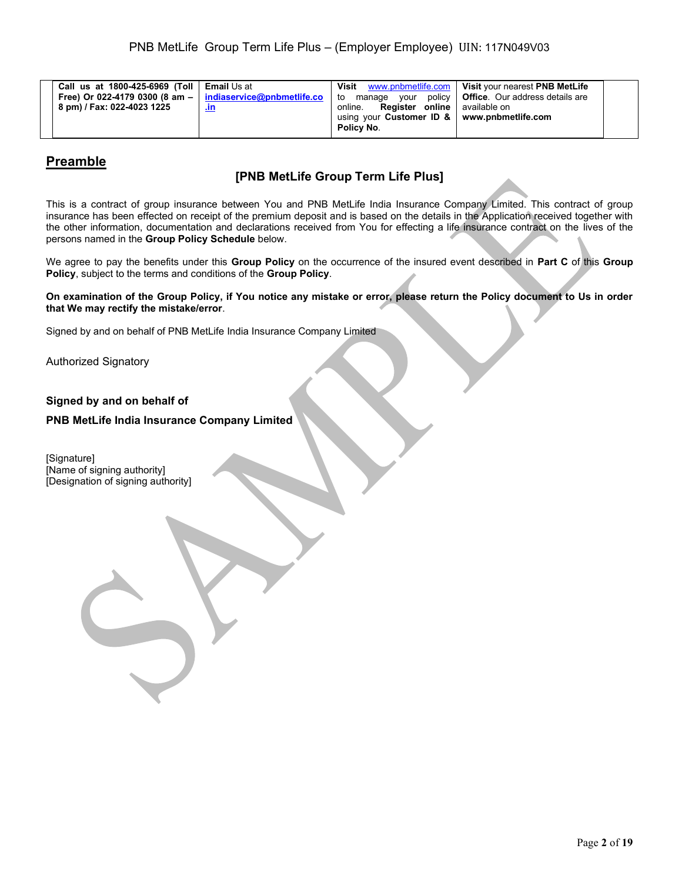| Call us at 1800-425-6969 (Toll Free) Or 022-4179 0300 (8 am – 8 pm) / Fax: 022-4023 1225 | **Email** Us at **indiaservice@pnbmetlife.co.in** | **Visit** www.pnbmetlife.com to manage your policy online. **Register online** using your **Customer ID & Policy No**. | **Visit** your nearest **PNB MetLife Office**. Our address details are available on **www.pnbmetlife.com** |
|---|---|---|---|

## Preamble

### [PNB MetLife Group Term Life Plus]

This is a contract of group insurance between You and PNB MetLife India Insurance Company Limited. This contract of group insurance has been effected on receipt of the premium deposit and is based on the details in the Application received together with the other information, documentation and declarations received from You for effecting a life insurance contract on the lives of the persons named in the **Group Policy Schedule** below.

We agree to pay the benefits under this **Group Policy** on the occurrence of the insured event described in **Part C** of this **Group Policy**, subject to the terms and conditions of the **Group Policy**.

**On examination of the Group Policy, if You notice any mistake or error, please return the Policy document to Us in order that We may rectify the mistake/error**.

Signed by and on behalf of PNB MetLife India Insurance Company Limited

Authorized Signatory

**Signed by and on behalf of**

**PNB MetLife India Insurance Company Limited**

[Signature]
[Name of signing authority]
[Designation of signing authority]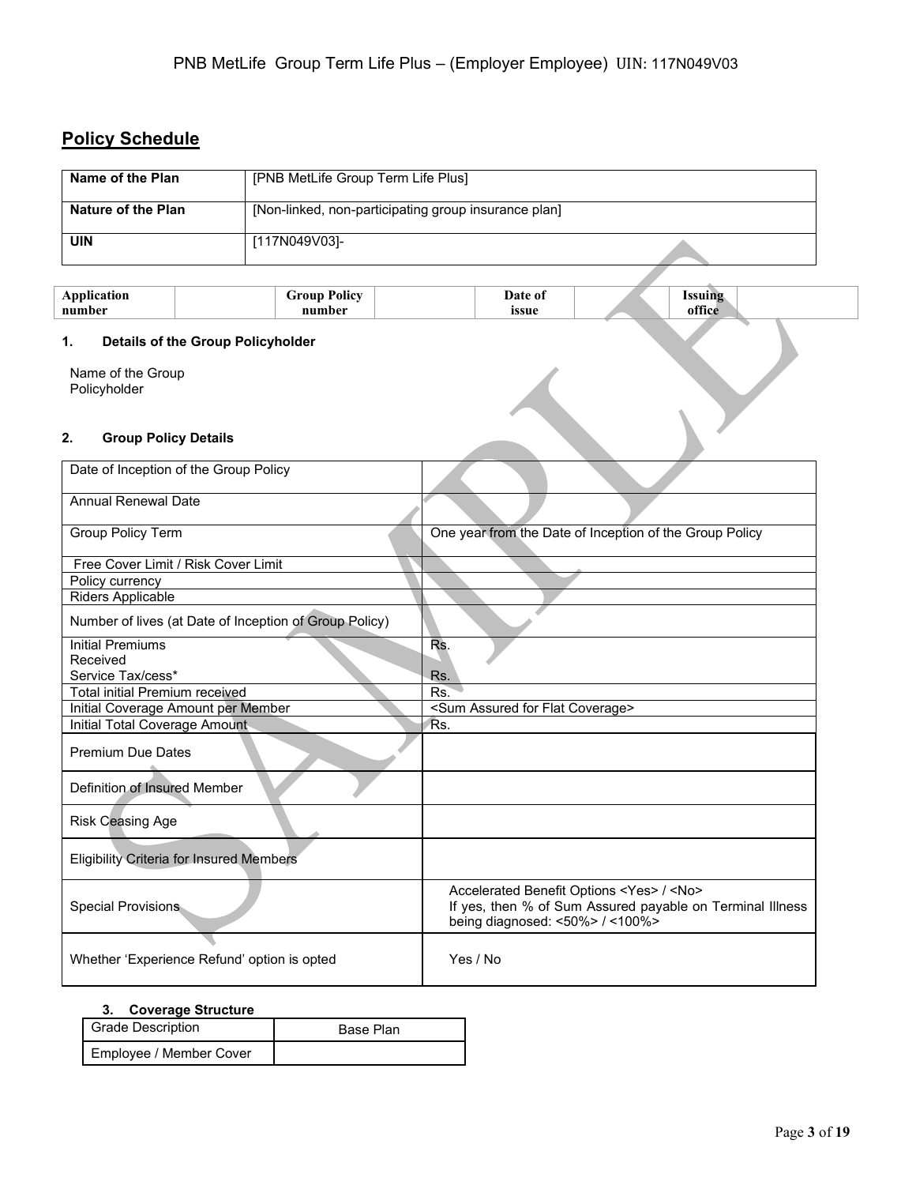## Policy Schedule

| Name of the Plan | [PNB MetLife Group Term Life Plus] |
|---|---|
| Nature of the Plan | [Non-linked, non-participating group insurance plan] |
| UIN | [117N049V03]- |

| Application number | | Group Policy number | | Date of issue | | Issuing office | |
|---|---|---|---|---|---|---|---|

### 1. Details of the Group Policyholder

Name of the Group Policyholder

### 2. Group Policy Details

| | |
|---|---|
| Date of Inception of the Group Policy | |
| Annual Renewal Date | |
| Group Policy Term | One year from the Date of Inception of the Group Policy |
| Free Cover Limit / Risk Cover Limit | |
| Policy currency | |
| Riders Applicable | |
| Number of lives (at Date of Inception of Group Policy) | |
| Initial Premiums Received<br>Service Tax/cess* | Rs.<br>Rs. |
| Total initial Premium received | Rs. |
| Initial Coverage Amount per Member | <Sum Assured for Flat Coverage> |
| Initial Total Coverage Amount | Rs. |
| Premium Due Dates | |
| Definition of Insured Member | |
| Risk Ceasing Age | |
| Eligibility Criteria for Insured Members | |
| Special Provisions | Accelerated Benefit Options <Yes> / <No><br>If yes, then % of Sum Assured payable on Terminal Illness being diagnosed: <50%> / <100%> |
| Whether 'Experience Refund' option is opted | Yes / No |

### 3. Coverage Structure

| Grade Description | Base Plan |
|---|---|
| Employee / Member Cover | |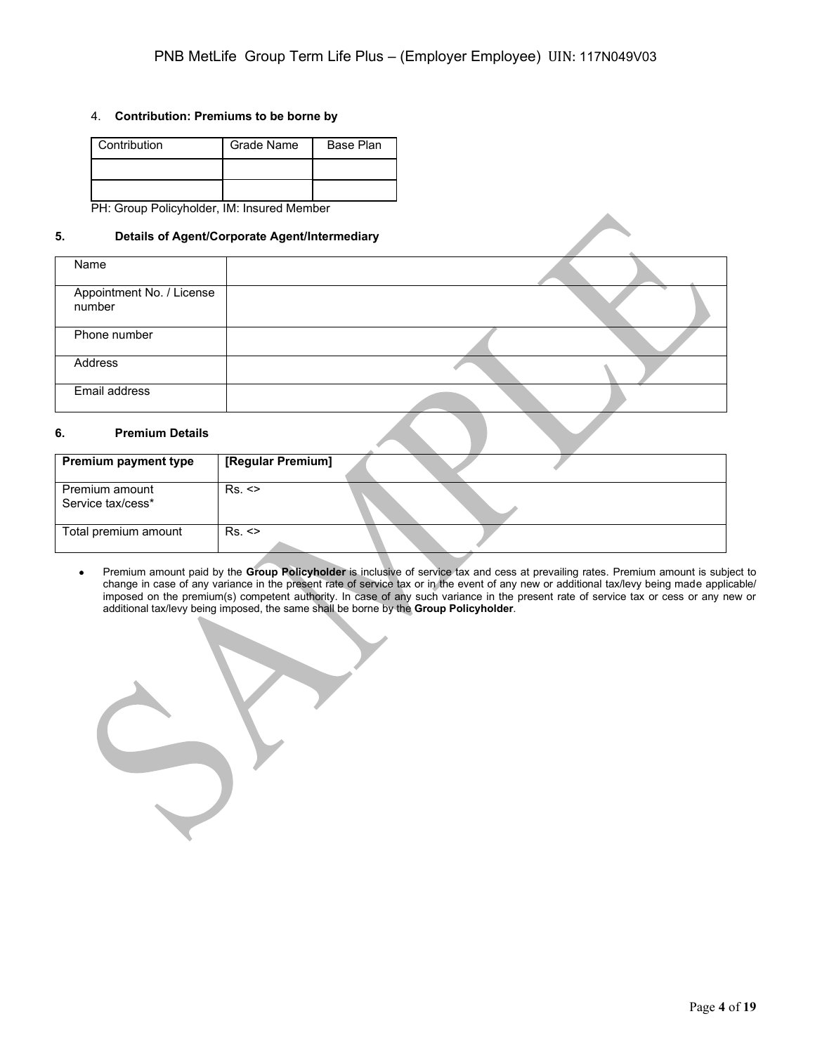4. **Contribution: Premiums to be borne by**

| Contribution | Grade Name | Base Plan |
|---|---|---|
| | | |
| | | |

PH: Group Policyholder, IM: Insured Member

**5. Details of Agent/Corporate Agent/Intermediary**

| Name | |
|---|---|
| Appointment No. / License number | |
| Phone number | |
| Address | |
| Email address | |

**6. Premium Details**

| **Premium payment type** | **[Regular Premium]** |
|---|---|
| Premium amount<br>Service tax/cess* | Rs. <> |
| Total premium amount | Rs. <> |

- Premium amount paid by the **Group Policyholder** is inclusive of service tax and cess at prevailing rates. Premium amount is subject to change in case of any variance in the present rate of service tax or in the event of any new or additional tax/levy being made applicable/ imposed on the premium(s) competent authority. In case of any such variance in the present rate of service tax or cess or any new or additional tax/levy being imposed, the same shall be borne by the **Group Policyholder**.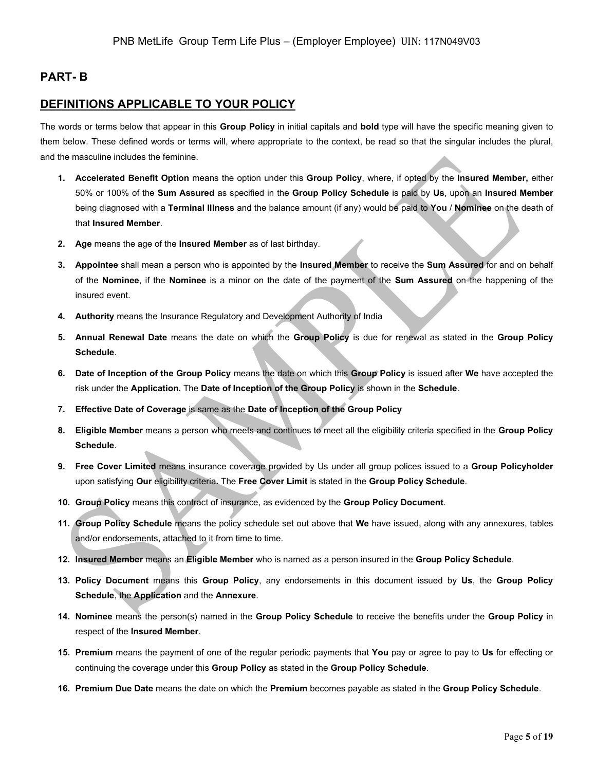## PART- B

## DEFINITIONS APPLICABLE TO YOUR POLICY

The words or terms below that appear in this **Group Policy** in initial capitals and **bold** type will have the specific meaning given to them below. These defined words or terms will, where appropriate to the context, be read so that the singular includes the plural, and the masculine includes the feminine.

1. **Accelerated Benefit Option** means the option under this **Group Policy**, where, if opted by the **Insured Member,** either 50% or 100% of the **Sum Assured** as specified in the **Group Policy Schedule** is paid by **Us**, upon an **Insured Member** being diagnosed with a **Terminal Illness** and the balance amount (if any) would be paid to **You** / **Nominee** on the death of that **Insured Member**.
2. **Age** means the age of the **Insured Member** as of last birthday.
3. **Appointee** shall mean a person who is appointed by the **Insured Member** to receive the **Sum Assured** for and on behalf of the **Nominee**, if the **Nominee** is a minor on the date of the payment of the **Sum Assured** on the happening of the insured event.
4. **Authority** means the Insurance Regulatory and Development Authority of India
5. **Annual Renewal Date** means the date on which the **Group Policy** is due for renewal as stated in the **Group Policy Schedule**.
6. **Date of Inception of the Group Policy** means the date on which this **Group Policy** is issued after **We** have accepted the risk under the **Application.** The **Date of Inception of the Group Policy** is shown in the **Schedule**.
7. **Effective Date of Coverage** is same as the **Date of Inception of the Group Policy**
8. **Eligible Member** means a person who meets and continues to meet all the eligibility criteria specified in the **Group Policy Schedule**.
9. **Free Cover Limited** means insurance coverage provided by Us under all group polices issued to a **Group Policyholder** upon satisfying **Our** eligibility criteria**.** The **Free Cover Limit** is stated in the **Group Policy Schedule**.
10. **Group Policy** means this contract of insurance, as evidenced by the **Group Policy Document**.
11. **Group Policy Schedule** means the policy schedule set out above that **We** have issued, along with any annexures, tables and/or endorsements, attached to it from time to time.
12. **Insured Member** means an **Eligible Member** who is named as a person insured in the **Group Policy Schedule**.
13. **Policy Document** means this **Group Policy**, any endorsements in this document issued by **Us**, the **Group Policy Schedule**, the **Application** and the **Annexure**.
14. **Nominee** means the person(s) named in the **Group Policy Schedule** to receive the benefits under the **Group Policy** in respect of the **Insured Member**.
15. **Premium** means the payment of one of the regular periodic payments that **You** pay or agree to pay to **Us** for effecting or continuing the coverage under this **Group Policy** as stated in the **Group Policy Schedule**.
16. **Premium Due Date** means the date on which the **Premium** becomes payable as stated in the **Group Policy Schedule**.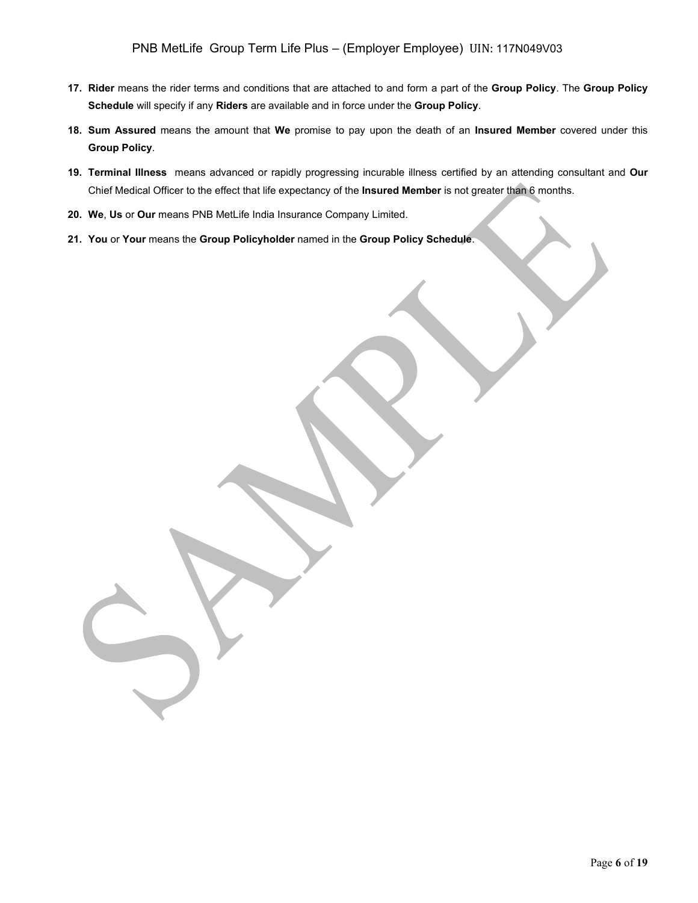17. **Rider** means the rider terms and conditions that are attached to and form a part of the **Group Policy**. The **Group Policy Schedule** will specify if any **Riders** are available and in force under the **Group Policy**.

18. **Sum Assured** means the amount that **We** promise to pay upon the death of an **Insured Member** covered under this **Group Policy**.

19. **Terminal Illness** means advanced or rapidly progressing incurable illness certified by an attending consultant and **Our** Chief Medical Officer to the effect that life expectancy of the **Insured Member** is not greater than 6 months.

20. **We**, **Us** or **Our** means PNB MetLife India Insurance Company Limited.

21. **You** or **Your** means the **Group Policyholder** named in the **Group Policy Schedule**.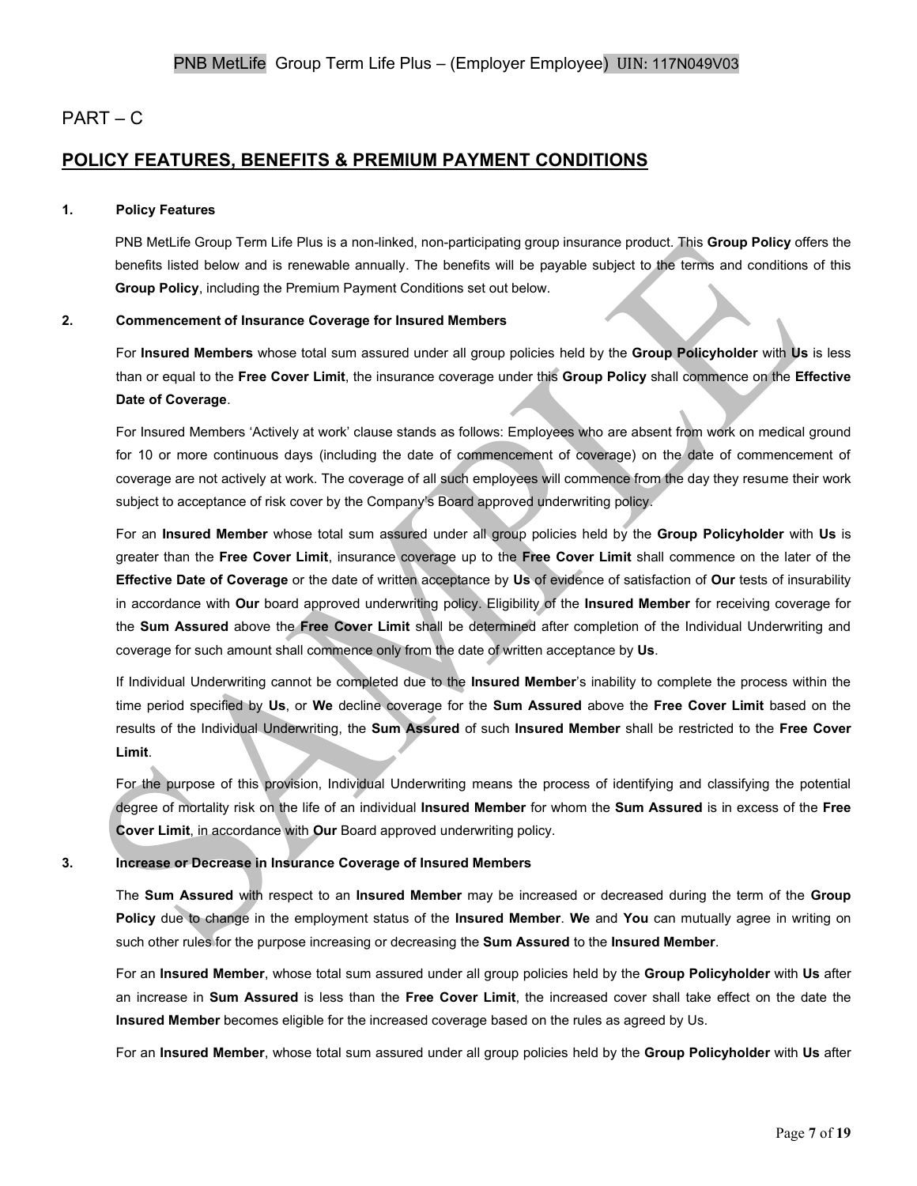PART – C

## POLICY FEATURES, BENEFITS & PREMIUM PAYMENT CONDITIONS

**1. Policy Features**

PNB MetLife Group Term Life Plus is a non-linked, non-participating group insurance product. This **Group Policy** offers the benefits listed below and is renewable annually. The benefits will be payable subject to the terms and conditions of this **Group Policy**, including the Premium Payment Conditions set out below.

**2. Commencement of Insurance Coverage for Insured Members**

For **Insured Members** whose total sum assured under all group policies held by the **Group Policyholder** with **Us** is less than or equal to the **Free Cover Limit**, the insurance coverage under this **Group Policy** shall commence on the **Effective Date of Coverage**.

For Insured Members 'Actively at work' clause stands as follows: Employees who are absent from work on medical ground for 10 or more continuous days (including the date of commencement of coverage) on the date of commencement of coverage are not actively at work. The coverage of all such employees will commence from the day they resume their work subject to acceptance of risk cover by the Company's Board approved underwriting policy.

For an **Insured Member** whose total sum assured under all group policies held by the **Group Policyholder** with **Us** is greater than the **Free Cover Limit**, insurance coverage up to the **Free Cover Limit** shall commence on the later of the **Effective Date of Coverage** or the date of written acceptance by **Us** of evidence of satisfaction of **Our** tests of insurability in accordance with **Our** board approved underwriting policy. Eligibility of the **Insured Member** for receiving coverage for the **Sum Assured** above the **Free Cover Limit** shall be determined after completion of the Individual Underwriting and coverage for such amount shall commence only from the date of written acceptance by **Us**.

If Individual Underwriting cannot be completed due to the **Insured Member**'s inability to complete the process within the time period specified by **Us**, or **We** decline coverage for the **Sum Assured** above the **Free Cover Limit** based on the results of the Individual Underwriting, the **Sum Assured** of such **Insured Member** shall be restricted to the **Free Cover Limit**.

For the purpose of this provision, Individual Underwriting means the process of identifying and classifying the potential degree of mortality risk on the life of an individual **Insured Member** for whom the **Sum Assured** is in excess of the **Free Cover Limit**, in accordance with **Our** Board approved underwriting policy.

**3. Increase or Decrease in Insurance Coverage of Insured Members**

The **Sum Assured** with respect to an **Insured Member** may be increased or decreased during the term of the **Group Policy** due to change in the employment status of the **Insured Member**. **We** and **You** can mutually agree in writing on such other rules for the purpose increasing or decreasing the **Sum Assured** to the **Insured Member**.

For an **Insured Member**, whose total sum assured under all group policies held by the **Group Policyholder** with **Us** after an increase in **Sum Assured** is less than the **Free Cover Limit**, the increased cover shall take effect on the date the **Insured Member** becomes eligible for the increased coverage based on the rules as agreed by Us.

For an **Insured Member**, whose total sum assured under all group policies held by the **Group Policyholder** with **Us** after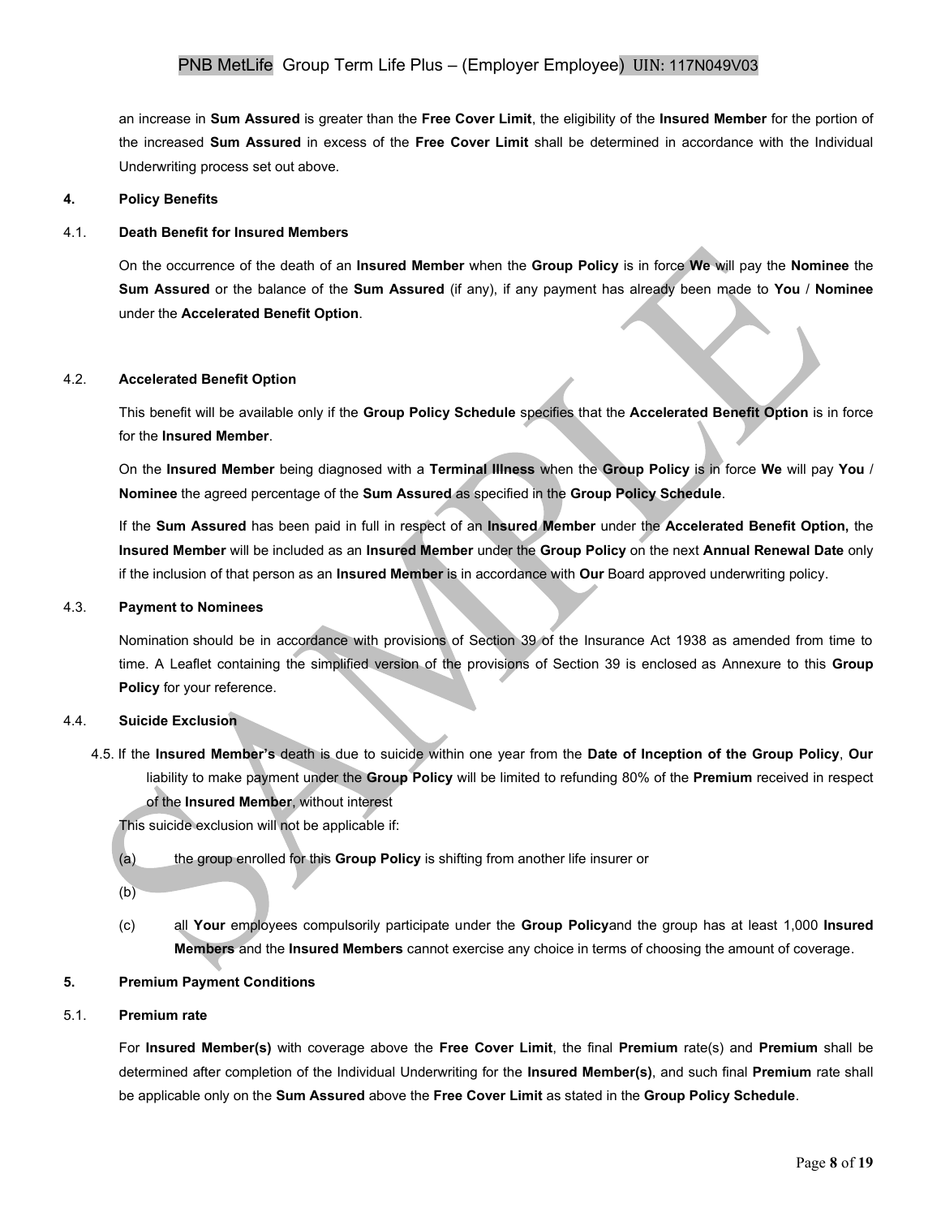an increase in **Sum Assured** is greater than the **Free Cover Limit**, the eligibility of the **Insured Member** for the portion of the increased **Sum Assured** in excess of the **Free Cover Limit** shall be determined in accordance with the Individual Underwriting process set out above.

**4. Policy Benefits**

**4.1. Death Benefit for Insured Members**

On the occurrence of the death of an **Insured Member** when the **Group Policy** is in force **We** will pay the **Nominee** the **Sum Assured** or the balance of the **Sum Assured** (if any), if any payment has already been made to **You** / **Nominee** under the **Accelerated Benefit Option**.

**4.2. Accelerated Benefit Option**

This benefit will be available only if the **Group Policy Schedule** specifies that the **Accelerated Benefit Option** is in force for the **Insured Member**.

On the **Insured Member** being diagnosed with a **Terminal Illness** when the **Group Policy** is in force **We** will pay **You** / **Nominee** the agreed percentage of the **Sum Assured** as specified in the **Group Policy Schedule**.

If the **Sum Assured** has been paid in full in respect of an **Insured Member** under the **Accelerated Benefit Option,** the **Insured Member** will be included as an **Insured Member** under the **Group Policy** on the next **Annual Renewal Date** only if the inclusion of that person as an **Insured Member** is in accordance with **Our** Board approved underwriting policy.

**4.3. Payment to Nominees**

Nomination should be in accordance with provisions of Section 39 of the Insurance Act 1938 as amended from time to time. A Leaflet containing the simplified version of the provisions of Section 39 is enclosed as Annexure to this **Group Policy** for your reference.

**4.4. Suicide Exclusion**

4.5. If the **Insured Member's** death is due to suicide within one year from the **Date of Inception of the Group Policy**, **Our** liability to make payment under the **Group Policy** will be limited to refunding 80% of the **Premium** received in respect of the **Insured Member**, without interest

This suicide exclusion will not be applicable if:

(a) the group enrolled for this **Group Policy** is shifting from another life insurer or

(b)

(c) all **Your** employees compulsorily participate under the **Group Policy**and the group has at least 1,000 **Insured Members** and the **Insured Members** cannot exercise any choice in terms of choosing the amount of coverage.

**5. Premium Payment Conditions**

**5.1. Premium rate**

For **Insured Member(s)** with coverage above the **Free Cover Limit**, the final **Premium** rate(s) and **Premium** shall be determined after completion of the Individual Underwriting for the **Insured Member(s)**, and such final **Premium** rate shall be applicable only on the **Sum Assured** above the **Free Cover Limit** as stated in the **Group Policy Schedule**.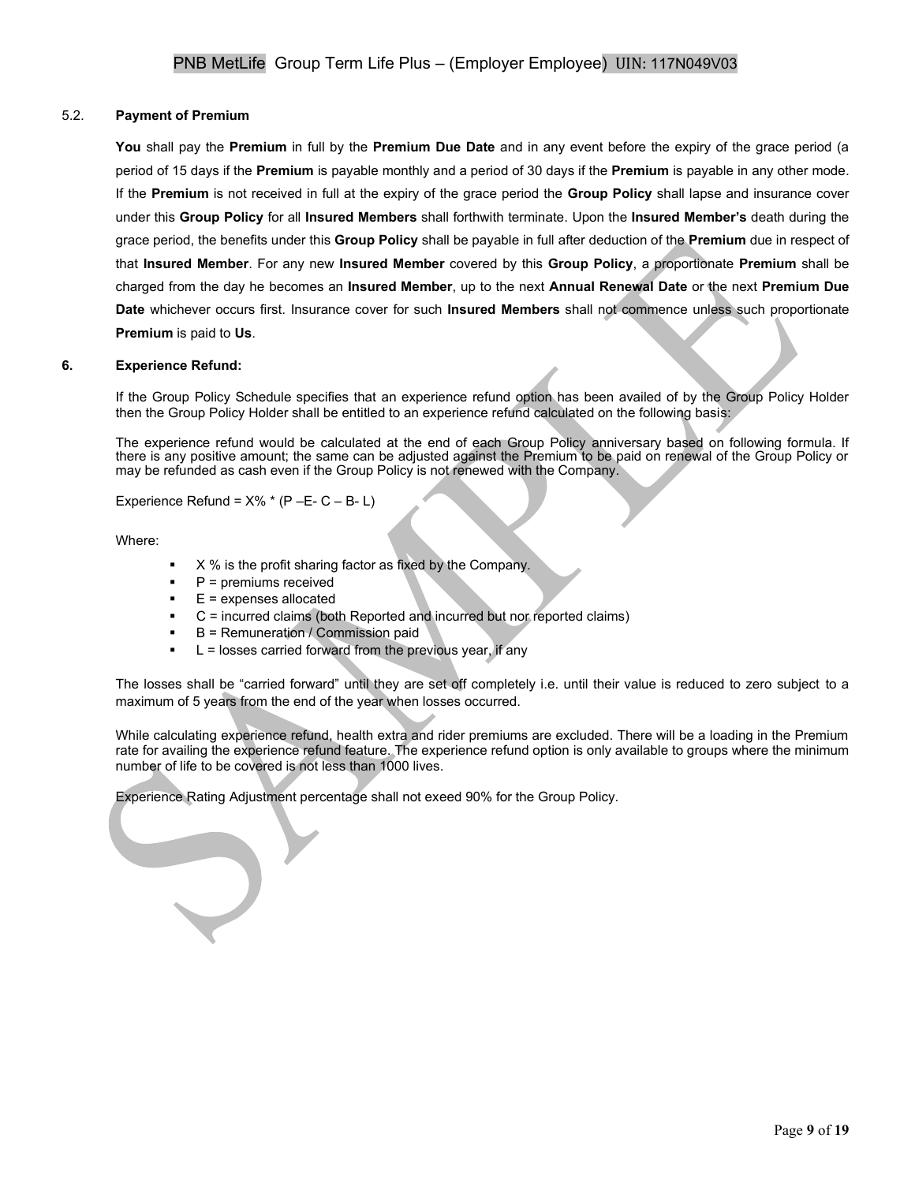### 5.2. Payment of Premium

**You** shall pay the **Premium** in full by the **Premium Due Date** and in any event before the expiry of the grace period (a period of 15 days if the **Premium** is payable monthly and a period of 30 days if the **Premium** is payable in any other mode. If the **Premium** is not received in full at the expiry of the grace period the **Group Policy** shall lapse and insurance cover under this **Group Policy** for all **Insured Members** shall forthwith terminate. Upon the **Insured Member's** death during the grace period, the benefits under this **Group Policy** shall be payable in full after deduction of the **Premium** due in respect of that **Insured Member**. For any new **Insured Member** covered by this **Group Policy**, a proportionate **Premium** shall be charged from the day he becomes an **Insured Member**, up to the next **Annual Renewal Date** or the next **Premium Due Date** whichever occurs first. Insurance cover for such **Insured Members** shall not commence unless such proportionate **Premium** is paid to **Us**.

## 6. Experience Refund:

If the Group Policy Schedule specifies that an experience refund option has been availed of by the Group Policy Holder then the Group Policy Holder shall be entitled to an experience refund calculated on the following basis:

The experience refund would be calculated at the end of each Group Policy anniversary based on following formula. If there is any positive amount; the same can be adjusted against the Premium to be paid on renewal of the Group Policy or may be refunded as cash even if the Group Policy is not renewed with the Company.

Experience Refund = X% * (P –E- C – B- L)

Where:

- X % is the profit sharing factor as fixed by the Company.
- P = premiums received
- E = expenses allocated
- C = incurred claims (both Reported and incurred but nor reported claims)
- B = Remuneration / Commission paid
- L = losses carried forward from the previous year, if any

The losses shall be "carried forward" until they are set off completely i.e. until their value is reduced to zero subject to a maximum of 5 years from the end of the year when losses occurred.

While calculating experience refund, health extra and rider premiums are excluded. There will be a loading in the Premium rate for availing the experience refund feature. The experience refund option is only available to groups where the minimum number of life to be covered is not less than 1000 lives.

Experience Rating Adjustment percentage shall not exeed 90% for the Group Policy.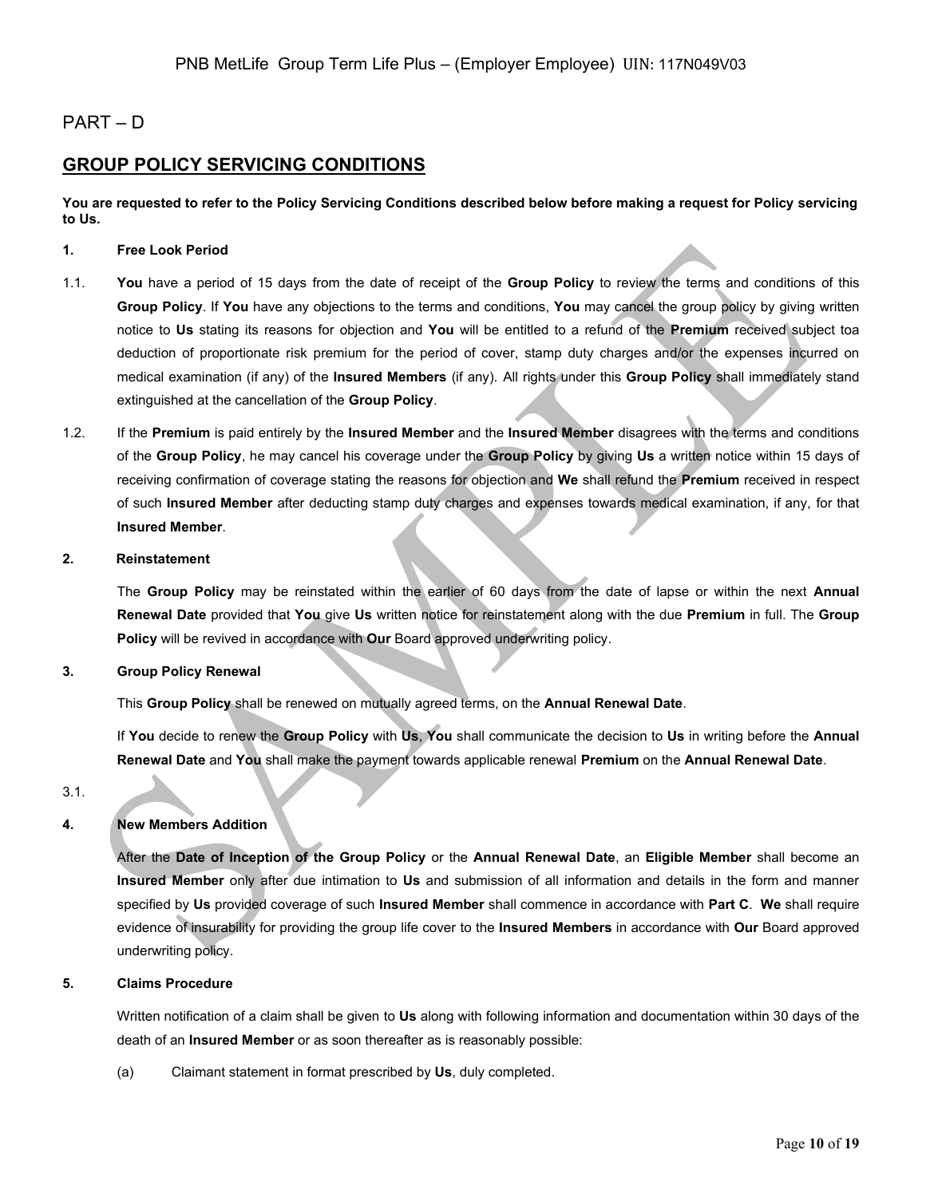PART – D

## GROUP POLICY SERVICING CONDITIONS

**You are requested to refer to the Policy Servicing Conditions described below before making a request for Policy servicing to Us.**

**1. Free Look Period**

1.1. **You** have a period of 15 days from the date of receipt of the **Group Policy** to review the terms and conditions of this **Group Policy**. If **You** have any objections to the terms and conditions, **You** may cancel the group policy by giving written notice to **Us** stating its reasons for objection and **You** will be entitled to a refund of the **Premium** received subject toa deduction of proportionate risk premium for the period of cover, stamp duty charges and/or the expenses incurred on medical examination (if any) of the **Insured Members** (if any). All rights under this **Group Policy** shall immediately stand extinguished at the cancellation of the **Group Policy**.

1.2. If the **Premium** is paid entirely by the **Insured Member** and the **Insured Member** disagrees with the terms and conditions of the **Group Policy**, he may cancel his coverage under the **Group Policy** by giving **Us** a written notice within 15 days of receiving confirmation of coverage stating the reasons for objection and **We** shall refund the **Premium** received in respect of such **Insured Member** after deducting stamp duty charges and expenses towards medical examination, if any, for that **Insured Member**.

**2. Reinstatement**

The **Group Policy** may be reinstated within the earlier of 60 days from the date of lapse or within the next **Annual Renewal Date** provided that **You** give **Us** written notice for reinstatement along with the due **Premium** in full. The **Group Policy** will be revived in accordance with **Our** Board approved underwriting policy.

**3. Group Policy Renewal**

This **Group Policy** shall be renewed on mutually agreed terms, on the **Annual Renewal Date**.

If **You** decide to renew the **Group Policy** with **Us**, **You** shall communicate the decision to **Us** in writing before the **Annual Renewal Date** and **You** shall make the payment towards applicable renewal **Premium** on the **Annual Renewal Date**.

3.1.

**4. New Members Addition**

After the **Date of Inception of the Group Policy** or the **Annual Renewal Date**, an **Eligible Member** shall become an **Insured Member** only after due intimation to **Us** and submission of all information and details in the form and manner specified by **Us** provided coverage of such **Insured Member** shall commence in accordance with **Part C**. **We** shall require evidence of insurability for providing the group life cover to the **Insured Members** in accordance with **Our** Board approved underwriting policy.

**5. Claims Procedure**

Written notification of a claim shall be given to **Us** along with following information and documentation within 30 days of the death of an **Insured Member** or as soon thereafter as is reasonably possible:

(a) Claimant statement in format prescribed by **Us**, duly completed.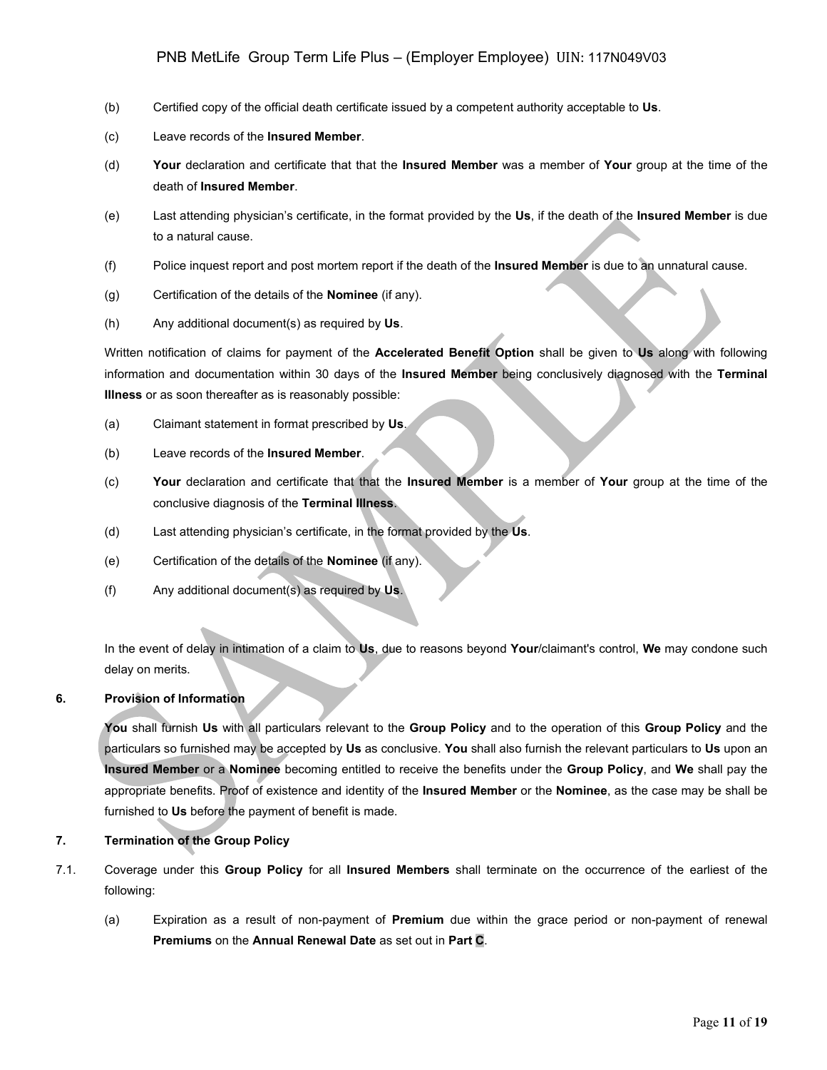(b) Certified copy of the official death certificate issued by a competent authority acceptable to **Us**.

(c) Leave records of the **Insured Member**.

(d) **Your** declaration and certificate that that the **Insured Member** was a member of **Your** group at the time of the death of **Insured Member**.

(e) Last attending physician's certificate, in the format provided by the **Us**, if the death of the **Insured Member** is due to a natural cause.

(f) Police inquest report and post mortem report if the death of the **Insured Member** is due to an unnatural cause.

(g) Certification of the details of the **Nominee** (if any).

(h) Any additional document(s) as required by **Us**.

Written notification of claims for payment of the **Accelerated Benefit Option** shall be given to **Us** along with following information and documentation within 30 days of the **Insured Member** being conclusively diagnosed with the **Terminal Illness** or as soon thereafter as is reasonably possible:

(a) Claimant statement in format prescribed by **Us**.

(b) Leave records of the **Insured Member**.

(c) **Your** declaration and certificate that that the **Insured Member** is a member of **Your** group at the time of the conclusive diagnosis of the **Terminal Illness**.

(d) Last attending physician's certificate, in the format provided by the **Us**.

(e) Certification of the details of the **Nominee** (if any).

(f) Any additional document(s) as required by **Us**.

In the event of delay in intimation of a claim to **Us**, due to reasons beyond **Your**/claimant's control, **We** may condone such delay on merits.

**6. Provision of Information**

**You** shall furnish **Us** with all particulars relevant to the **Group Policy** and to the operation of this **Group Policy** and the particulars so furnished may be accepted by **Us** as conclusive. **You** shall also furnish the relevant particulars to **Us** upon an **Insured Member** or a **Nominee** becoming entitled to receive the benefits under the **Group Policy**, and **We** shall pay the appropriate benefits. Proof of existence and identity of the **Insured Member** or the **Nominee**, as the case may be shall be furnished to **Us** before the payment of benefit is made.

**7. Termination of the Group Policy**

7.1. Coverage under this **Group Policy** for all **Insured Members** shall terminate on the occurrence of the earliest of the following:

(a) Expiration as a result of non-payment of **Premium** due within the grace period or non-payment of renewal **Premiums** on the **Annual Renewal Date** as set out in **Part C**.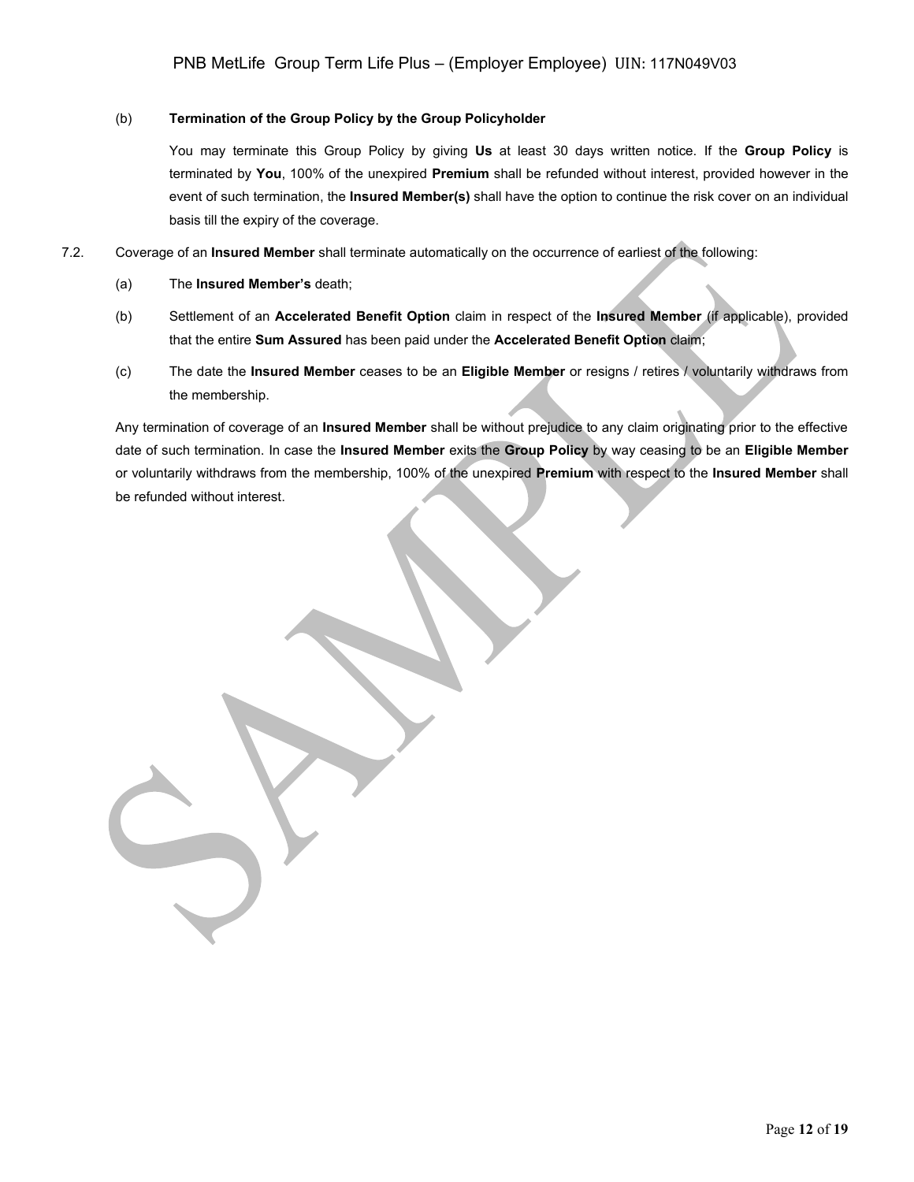(b) **Termination of the Group Policy by the Group Policyholder**

You may terminate this Group Policy by giving **Us** at least 30 days written notice. If the **Group Policy** is terminated by **You**, 100% of the unexpired **Premium** shall be refunded without interest, provided however in the event of such termination, the **Insured Member(s)** shall have the option to continue the risk cover on an individual basis till the expiry of the coverage.

7.2. Coverage of an **Insured Member** shall terminate automatically on the occurrence of earliest of the following:

(a) The **Insured Member's** death;

(b) Settlement of an **Accelerated Benefit Option** claim in respect of the **Insured Member** (if applicable), provided that the entire **Sum Assured** has been paid under the **Accelerated Benefit Option** claim;

(c) The date the **Insured Member** ceases to be an **Eligible Member** or resigns / retires / voluntarily withdraws from the membership.

Any termination of coverage of an **Insured Member** shall be without prejudice to any claim originating prior to the effective date of such termination. In case the **Insured Member** exits the **Group Policy** by way ceasing to be an **Eligible Member** or voluntarily withdraws from the membership, 100% of the unexpired **Premium** with respect to the **Insured Member** shall be refunded without interest.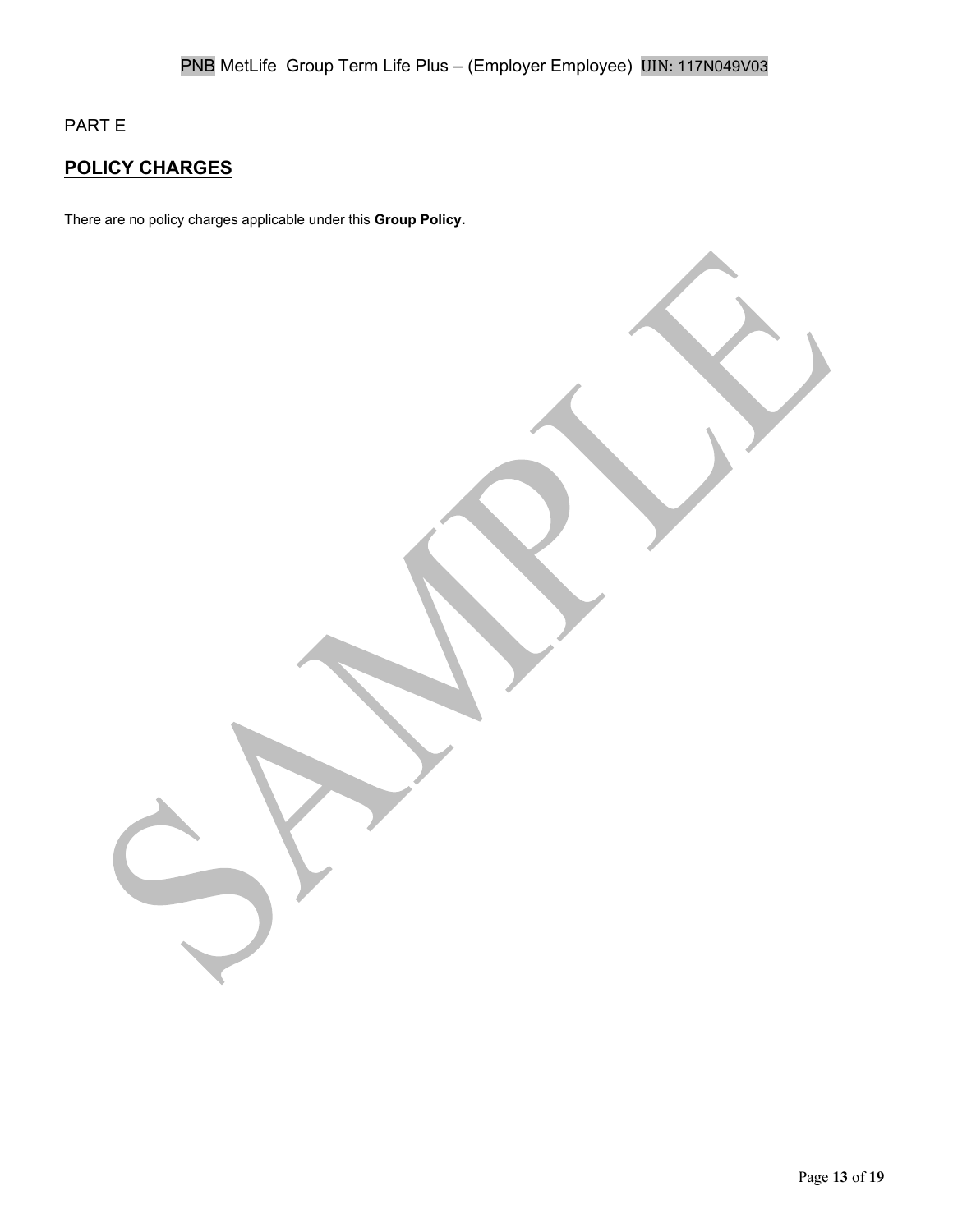PART E

## POLICY CHARGES

There are no policy charges applicable under this **Group Policy.**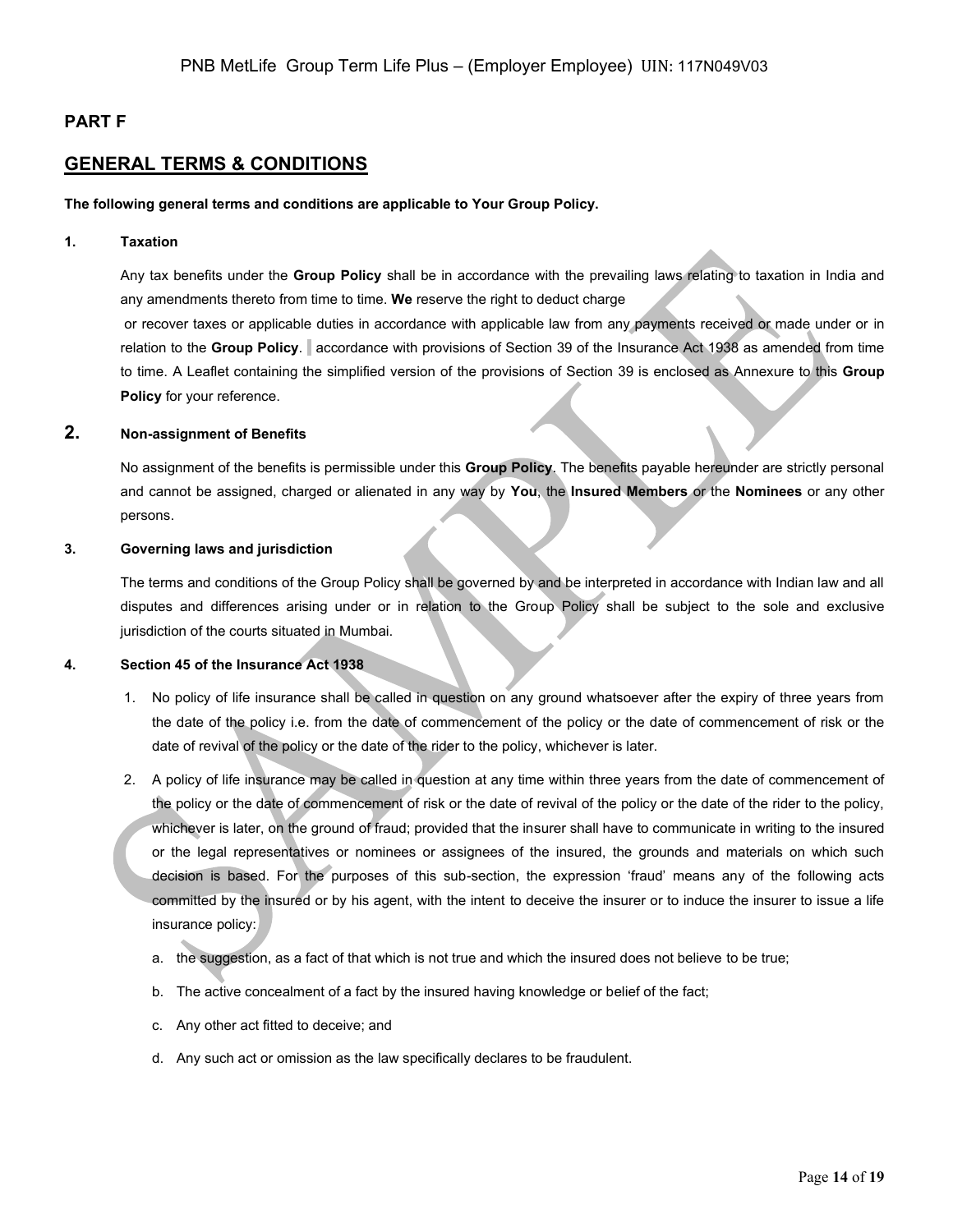## PART F

## GENERAL TERMS & CONDITIONS

**The following general terms and conditions are applicable to Your Group Policy.**

**1. Taxation**

Any tax benefits under the **Group Policy** shall be in accordance with the prevailing laws relating to taxation in India and any amendments thereto from time to time. **We** reserve the right to deduct charge or recover taxes or applicable duties in accordance with applicable law from any payments received or made under or in relation to the **Group Policy**. accordance with provisions of Section 39 of the Insurance Act 1938 as amended from time to time. A Leaflet containing the simplified version of the provisions of Section 39 is enclosed as Annexure to this **Group Policy** for your reference.

**2. Non-assignment of Benefits**

No assignment of the benefits is permissible under this **Group Policy**. The benefits payable hereunder are strictly personal and cannot be assigned, charged or alienated in any way by **You**, the **Insured Members** or the **Nominees** or any other persons.

**3. Governing laws and jurisdiction**

The terms and conditions of the Group Policy shall be governed by and be interpreted in accordance with Indian law and all disputes and differences arising under or in relation to the Group Policy shall be subject to the sole and exclusive jurisdiction of the courts situated in Mumbai.

**4. Section 45 of the Insurance Act 1938**

1. No policy of life insurance shall be called in question on any ground whatsoever after the expiry of three years from the date of the policy i.e. from the date of commencement of the policy or the date of commencement of risk or the date of revival of the policy or the date of the rider to the policy, whichever is later.
2. A policy of life insurance may be called in question at any time within three years from the date of commencement of the policy or the date of commencement of risk or the date of revival of the policy or the date of the rider to the policy, whichever is later, on the ground of fraud; provided that the insurer shall have to communicate in writing to the insured or the legal representatives or nominees or assignees of the insured, the grounds and materials on which such decision is based. For the purposes of this sub-section, the expression 'fraud' means any of the following acts committed by the insured or by his agent, with the intent to deceive the insurer or to induce the insurer to issue a life insurance policy:
   a. the suggestion, as a fact of that which is not true and which the insured does not believe to be true;
   b. The active concealment of a fact by the insured having knowledge or belief of the fact;
   c. Any other act fitted to deceive; and
   d. Any such act or omission as the law specifically declares to be fraudulent.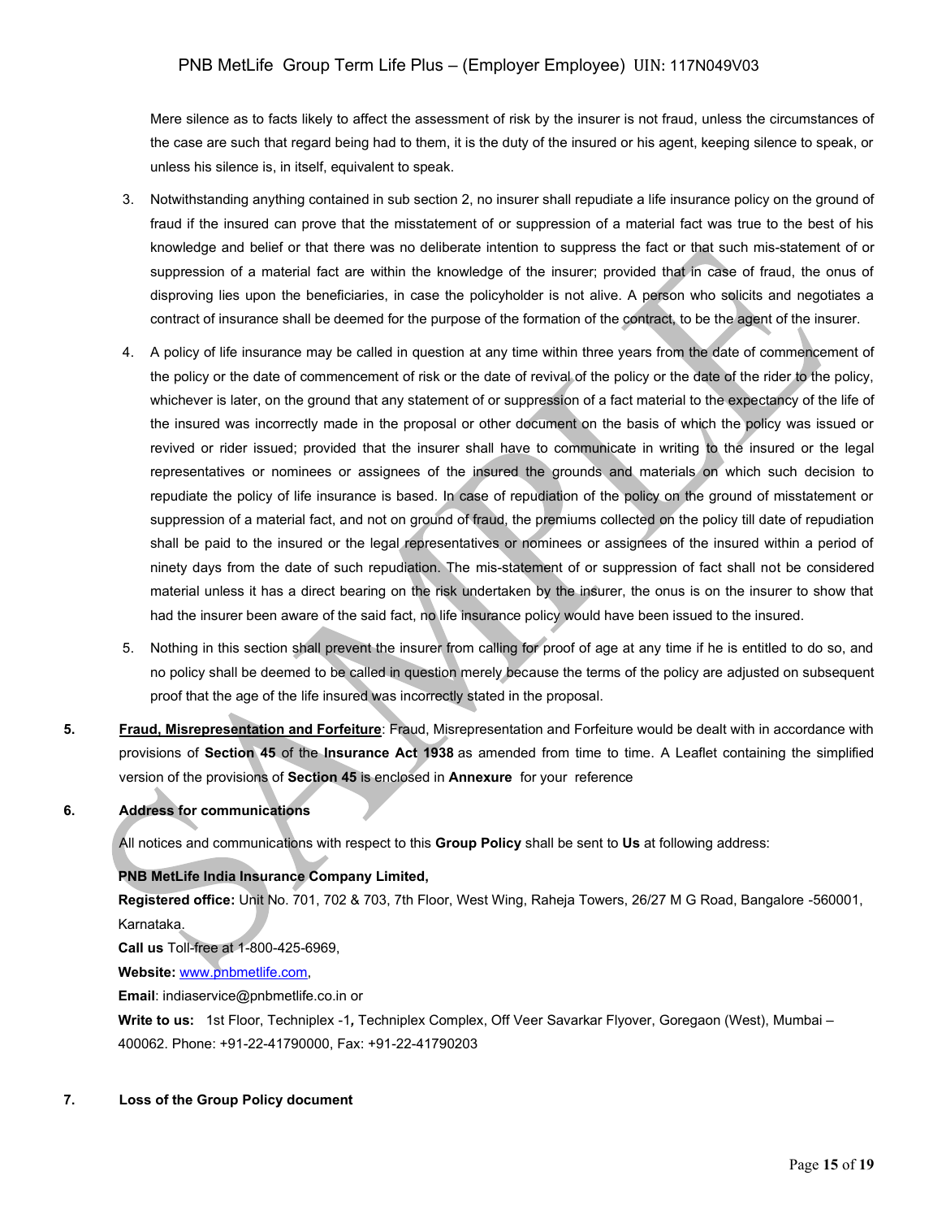Mere silence as to facts likely to affect the assessment of risk by the insurer is not fraud, unless the circumstances of the case are such that regard being had to them, it is the duty of the insured or his agent, keeping silence to speak, or unless his silence is, in itself, equivalent to speak.

3. Notwithstanding anything contained in sub section 2, no insurer shall repudiate a life insurance policy on the ground of fraud if the insured can prove that the misstatement of or suppression of a material fact was true to the best of his knowledge and belief or that there was no deliberate intention to suppress the fact or that such mis-statement of or suppression of a material fact are within the knowledge of the insurer; provided that in case of fraud, the onus of disproving lies upon the beneficiaries, in case the policyholder is not alive. A person who solicits and negotiates a contract of insurance shall be deemed for the purpose of the formation of the contract, to be the agent of the insurer.

4. A policy of life insurance may be called in question at any time within three years from the date of commencement of the policy or the date of commencement of risk or the date of revival of the policy or the date of the rider to the policy, whichever is later, on the ground that any statement of or suppression of a fact material to the expectancy of the life of the insured was incorrectly made in the proposal or other document on the basis of which the policy was issued or revived or rider issued; provided that the insurer shall have to communicate in writing to the insured or the legal representatives or nominees or assignees of the insured the grounds and materials on which such decision to repudiate the policy of life insurance is based. In case of repudiation of the policy on the ground of misstatement or suppression of a material fact, and not on ground of fraud, the premiums collected on the policy till date of repudiation shall be paid to the insured or the legal representatives or nominees or assignees of the insured within a period of ninety days from the date of such repudiation. The mis-statement of or suppression of fact shall not be considered material unless it has a direct bearing on the risk undertaken by the insurer, the onus is on the insurer to show that had the insurer been aware of the said fact, no life insurance policy would have been issued to the insured.

5. Nothing in this section shall prevent the insurer from calling for proof of age at any time if he is entitled to do so, and no policy shall be deemed to be called in question merely because the terms of the policy are adjusted on subsequent proof that the age of the life insured was incorrectly stated in the proposal.

**5. <u>Fraud, Misrepresentation and Forfeiture</u>**: Fraud, Misrepresentation and Forfeiture would be dealt with in accordance with provisions of **Section 45** of the **Insurance Act 1938** as amended from time to time. A Leaflet containing the simplified version of the provisions of **Section 45** is enclosed in **Annexure** for your reference

**6. Address for communications**

All notices and communications with respect to this **Group Policy** shall be sent to **Us** at following address:

**PNB MetLife India Insurance Company Limited,**
**Registered office:** Unit No. 701, 702 & 703, 7th Floor, West Wing, Raheja Towers, 26/27 M G Road, Bangalore -560001, Karnataka.
**Call us** Toll-free at 1-800-425-6969,
**Website:** www.pnbmetlife.com,
**Email**: indiaservice@pnbmetlife.co.in or
**Write to us:** 1st Floor, Techniplex -1, Techniplex Complex, Off Veer Savarkar Flyover, Goregaon (West), Mumbai – 400062. Phone: +91-22-41790000, Fax: +91-22-41790203

**7. Loss of the Group Policy document**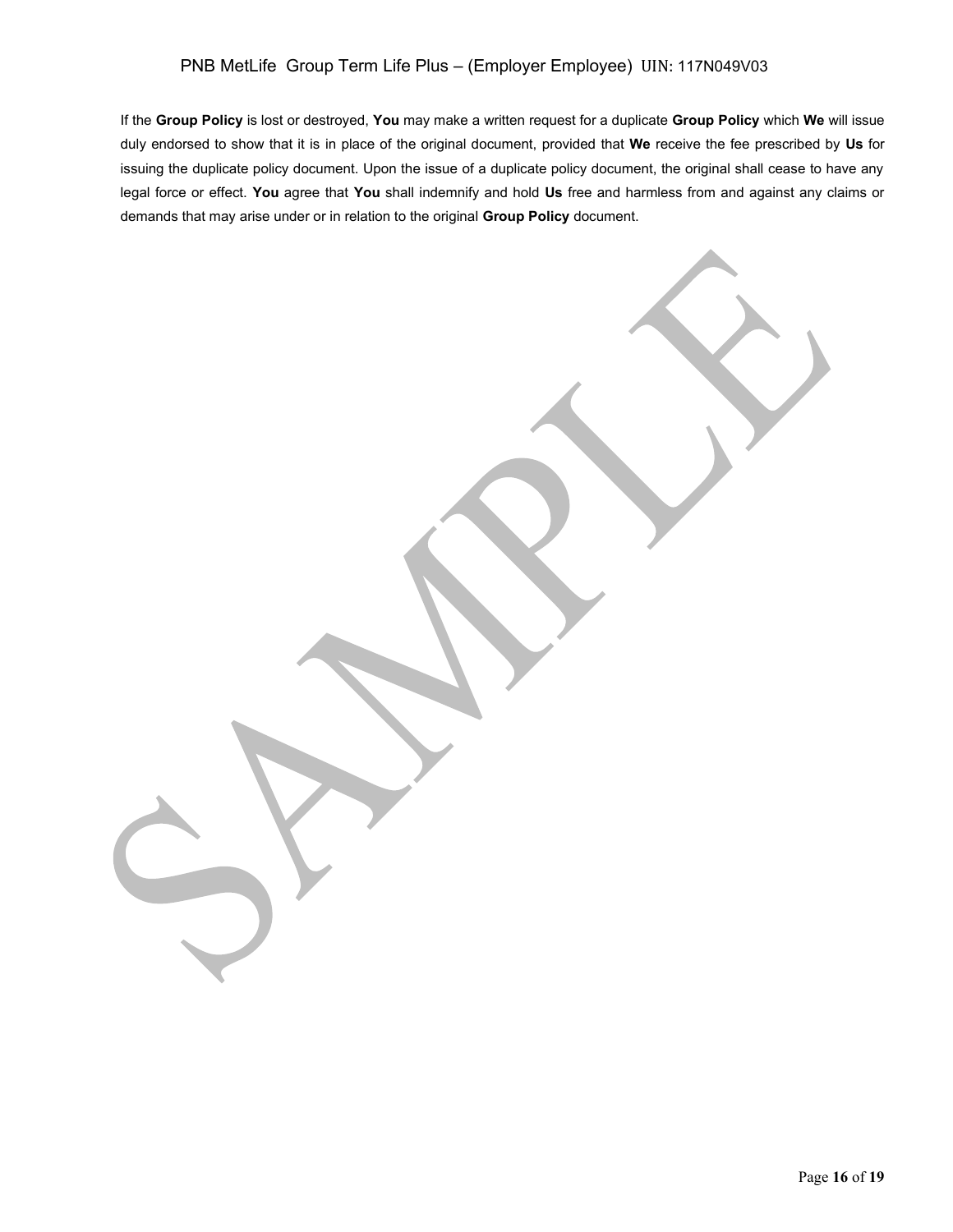If the **Group Policy** is lost or destroyed, **You** may make a written request for a duplicate **Group Policy** which **We** will issue duly endorsed to show that it is in place of the original document, provided that **We** receive the fee prescribed by **Us** for issuing the duplicate policy document. Upon the issue of a duplicate policy document, the original shall cease to have any legal force or effect. **You** agree that **You** shall indemnify and hold **Us** free and harmless from and against any claims or demands that may arise under or in relation to the original **Group Policy** document.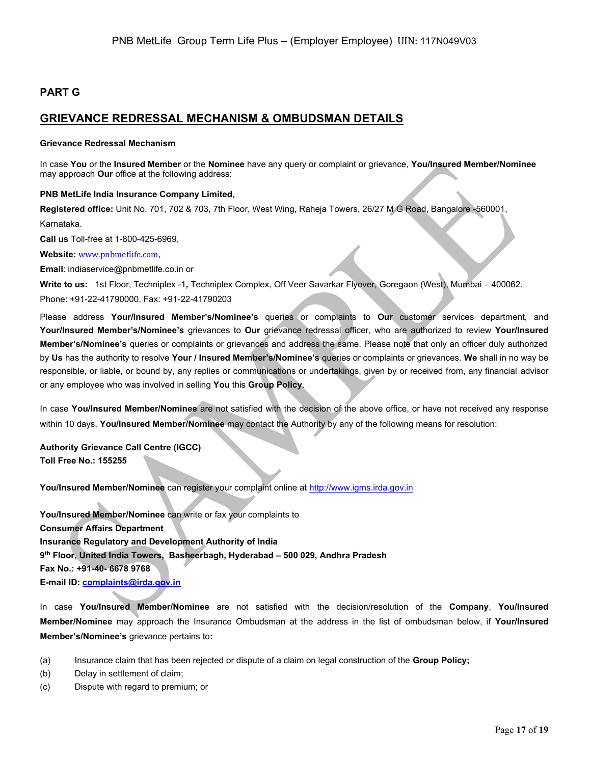## PART G

## GRIEVANCE REDRESSAL MECHANISM & OMBUDSMAN DETAILS

**Grievance Redressal Mechanism**

In case **You** or the **Insured Member** or the **Nominee** have any query or complaint or grievance, **You/Insured Member/Nominee** may approach **Our** office at the following address:

**PNB MetLife India Insurance Company Limited,**

**Registered office:** Unit No. 701, 702 & 703, 7th Floor, West Wing, Raheja Towers, 26/27 M G Road, Bangalore -560001, Karnataka.

**Call us** Toll-free at 1-800-425-6969,

**Website:** www.pnbmetlife.com,

**Email**: indiaservice@pnbmetlife.co.in or

**Write to us:** 1st Floor, Techniplex -1, Techniplex Complex, Off Veer Savarkar Flyover, Goregaon (West), Mumbai – 400062. Phone: +91-22-41790000, Fax: +91-22-41790203

Please address **Your/Insured Member's/Nominee's** queries or complaints to **Our** customer services department, and **Your/Insured Member's/Nominee's** grievances to **Our** grievance redressal officer, who are authorized to review **Your/Insured Member's/Nominee's** queries or complaints or grievances and address the same. Please note that only an officer duly authorized by **Us** has the authority to resolve **Your / Insured Member's/Nominee's** queries or complaints or grievances. **We** shall in no way be responsible, or liable, or bound by, any replies or communications or undertakings, given by or received from, any financial advisor or any employee who was involved in selling **You** this **Group Policy**.

In case **You/Insured Member/Nominee** are not satisfied with the decision of the above office, or have not received any response within 10 days, **You/Insured Member/Nominee** may contact the Authority by any of the following means for resolution:

**Authority Grievance Call Centre (IGCC)**
**Toll Free No.: 155255**

**You/Insured Member/Nominee** can register your complaint online at http://www.igms.irda.gov.in

**You/Insured Member/Nominee** can write or fax your complaints to
**Consumer Affairs Department**
**Insurance Regulatory and Development Authority of India**
**9th Floor, United India Towers, Basheerbagh, Hyderabad – 500 029, Andhra Pradesh**
**Fax No.: +91-40- 6678 9768**
**E-mail ID: complaints@irda.gov.in**

In case **You/Insured Member/Nominee** are not satisfied with the decision/resolution of the **Company**, **You/Insured Member/Nominee** may approach the Insurance Ombudsman at the address in the list of ombudsman below, if **Your/Insured Member's/Nominee's** grievance pertains to**:**

(a) Insurance claim that has been rejected or dispute of a claim on legal construction of the **Group Policy;**

(b) Delay in settlement of claim;

(c) Dispute with regard to premium; or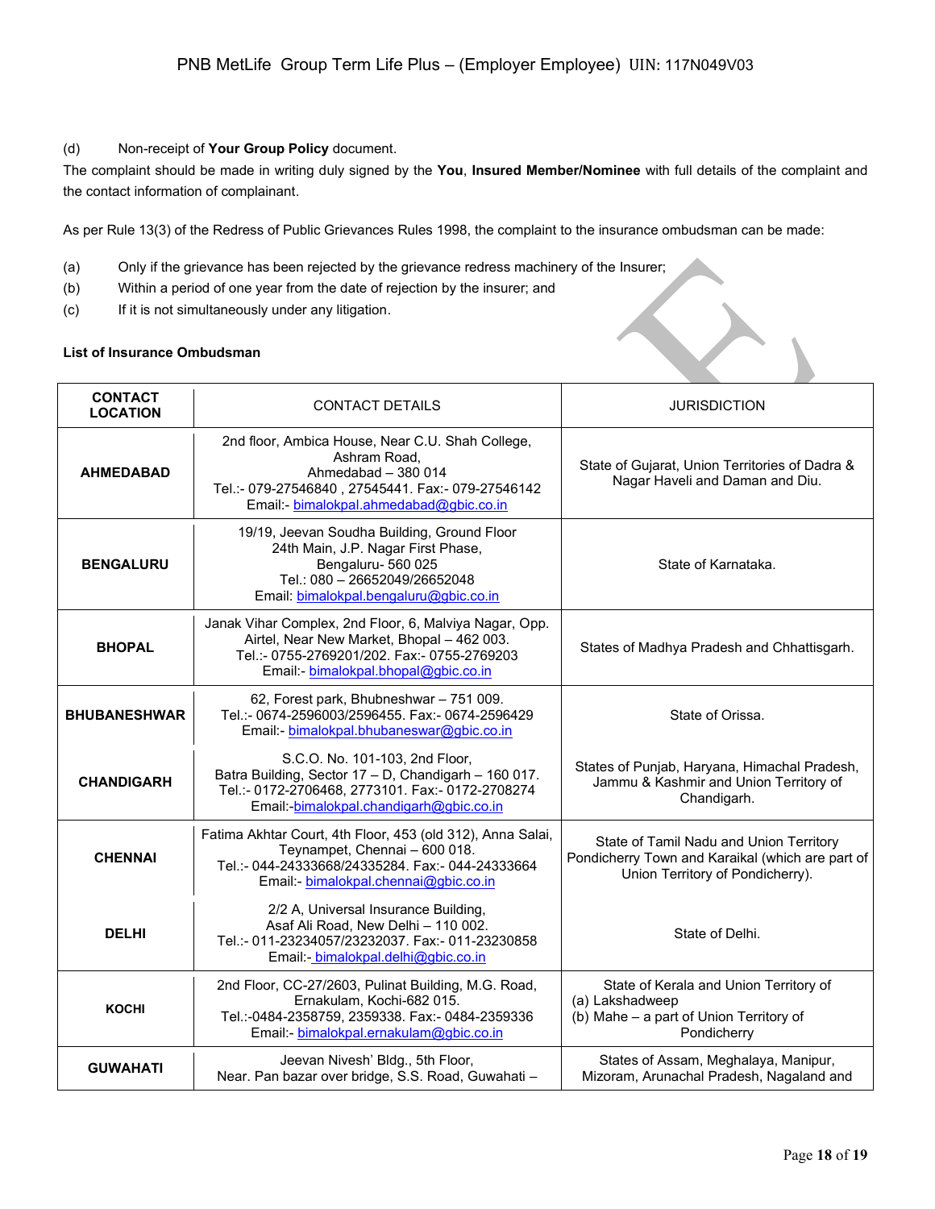(d) Non-receipt of **Your Group Policy** document.

The complaint should be made in writing duly signed by the **You**, **Insured Member/Nominee** with full details of the complaint and the contact information of complainant.

As per Rule 13(3) of the Redress of Public Grievances Rules 1998, the complaint to the insurance ombudsman can be made:

(a) Only if the grievance has been rejected by the grievance redress machinery of the Insurer;
(b) Within a period of one year from the date of rejection by the insurer; and
(c) If it is not simultaneously under any litigation.

**List of Insurance Ombudsman**

| CONTACT LOCATION | CONTACT DETAILS | JURISDICTION |
|---|---|---|
| **AHMEDABAD** | 2nd floor, Ambica House, Near C.U. Shah College, Ashram Road, Ahmedabad – 380 014 Tel.:- 079-27546840 , 27545441. Fax:- 079-27546142 Email:- bimalokpal.ahmedabad@gbic.co.in | State of Gujarat, Union Territories of Dadra & Nagar Haveli and Daman and Diu. |
| **BENGALURU** | 19/19, Jeevan Soudha Building, Ground Floor 24th Main, J.P. Nagar First Phase, Bengaluru- 560 025 Tel.: 080 – 26652049/26652048 Email: bimalokpal.bengaluru@gbic.co.in | State of Karnataka. |
| **BHOPAL** | Janak Vihar Complex, 2nd Floor, 6, Malviya Nagar, Opp. Airtel, Near New Market, Bhopal – 462 003. Tel.:- 0755-2769201/202. Fax:- 0755-2769203 Email:- bimalokpal.bhopal@gbic.co.in | States of Madhya Pradesh and Chhattisgarh. |
| **BHUBANESHWAR** | 62, Forest park, Bhubneshwar – 751 009. Tel.:- 0674-2596003/2596455. Fax:- 0674-2596429 Email:- bimalokpal.bhubaneswar@gbic.co.in | State of Orissa. |
| **CHANDIGARH** | S.C.O. No. 101-103, 2nd Floor, Batra Building, Sector 17 – D, Chandigarh – 160 017. Tel.:- 0172-2706468, 2773101. Fax:- 0172-2708274 Email:-bimalokpal.chandigarh@gbic.co.in | States of Punjab, Haryana, Himachal Pradesh, Jammu & Kashmir and Union Territory of Chandigarh. |
| **CHENNAI** | Fatima Akhtar Court, 4th Floor, 453 (old 312), Anna Salai, Teynampet, Chennai – 600 018. Tel.:- 044-24333668/24335284. Fax:- 044-24333664 Email:- bimalokpal.chennai@gbic.co.in | State of Tamil Nadu and Union Territory Pondicherry Town and Karaikal (which are part of Union Territory of Pondicherry). |
| **DELHI** | 2/2 A, Universal Insurance Building, Asaf Ali Road, New Delhi – 110 002. Tel.:- 011-23234057/23232037. Fax:- 011-23230858 Email:- bimalokpal.delhi@gbic.co.in | State of Delhi. |
| **KOCHI** | 2nd Floor, CC-27/2603, Pulinat Building, M.G. Road, Ernakulam, Kochi-682 015. Tel.:-0484-2358759, 2359338. Fax:- 0484-2359336 Email:- bimalokpal.ernakulam@gbic.co.in | State of Kerala and Union Territory of (a) Lakshadweep (b) Mahe – a part of Union Territory of Pondicherry |
| **GUWAHATI** | Jeevan Nivesh' Bldg., 5th Floor, Near. Pan bazar over bridge, S.S. Road, Guwahati – | States of Assam, Meghalaya, Manipur, Mizoram, Arunachal Pradesh, Nagaland and |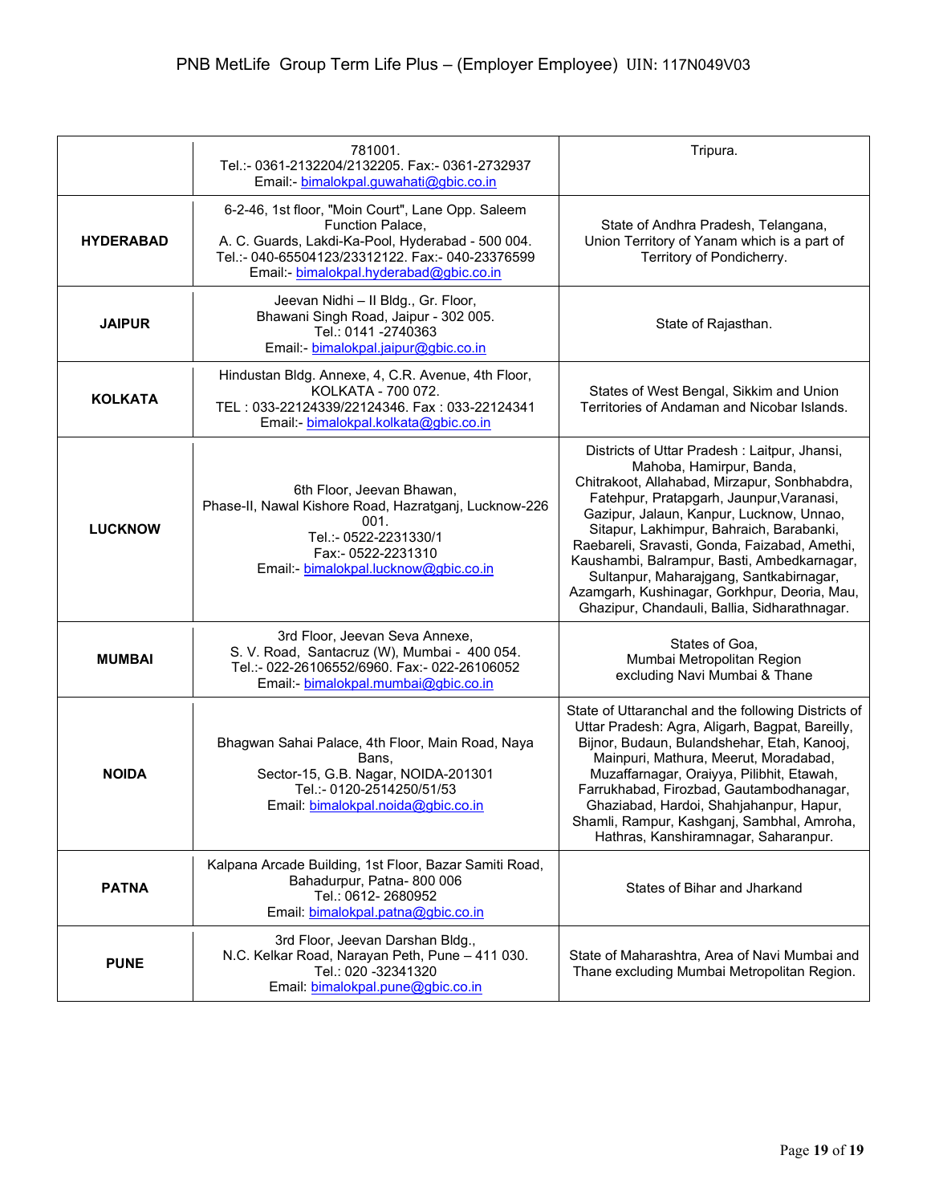| | | |
|---|---|---|
| | 781001.<br>Tel.:- 0361-2132204/2132205. Fax:- 0361-2732937<br>Email:- bimalokpal.guwahati@gbic.co.in | Tripura. |
| **HYDERABAD** | 6-2-46, 1st floor, "Moin Court", Lane Opp. Saleem Function Palace,<br>A. C. Guards, Lakdi-Ka-Pool, Hyderabad - 500 004.<br>Tel.:- 040-65504123/23312122. Fax:- 040-23376599<br>Email:- bimalokpal.hyderabad@gbic.co.in | State of Andhra Pradesh, Telangana, Union Territory of Yanam which is a part of Territory of Pondicherry. |
| **JAIPUR** | Jeevan Nidhi – II Bldg., Gr. Floor,<br>Bhawani Singh Road, Jaipur - 302 005.<br>Tel.: 0141 -2740363<br>Email:- bimalokpal.jaipur@gbic.co.in | State of Rajasthan. |
| **KOLKATA** | Hindustan Bldg. Annexe, 4, C.R. Avenue, 4th Floor,<br>KOLKATA - 700 072.<br>TEL : 033-22124339/22124346. Fax : 033-22124341<br>Email:- bimalokpal.kolkata@gbic.co.in | States of West Bengal, Sikkim and Union Territories of Andaman and Nicobar Islands. |
| **LUCKNOW** | 6th Floor, Jeevan Bhawan,<br>Phase-II, Nawal Kishore Road, Hazratganj, Lucknow-226 001.<br>Tel.:- 0522-2231330/1<br>Fax:- 0522-2231310<br>Email:- bimalokpal.lucknow@gbic.co.in | Districts of Uttar Pradesh : Laitpur, Jhansi, Mahoba, Hamirpur, Banda, Chitrakoot, Allahabad, Mirzapur, Sonbhabdra, Fatehpur, Pratapgarh, Jaunpur,Varanasi, Gazipur, Jalaun, Kanpur, Lucknow, Unnao, Sitapur, Lakhimpur, Bahraich, Barabanki, Raebareli, Sravasti, Gonda, Faizabad, Amethi, Kaushambi, Balrampur, Basti, Ambedkarnagar, Sultanpur, Maharajgang, Santkabirnagar, Azamgarh, Kushinagar, Gorkhpur, Deoria, Mau, Ghazipur, Chandauli, Ballia, Sidharathnagar. |
| **MUMBAI** | 3rd Floor, Jeevan Seva Annexe,<br>S. V. Road, Santacruz (W), Mumbai - 400 054.<br>Tel.:- 022-26106552/6960. Fax:- 022-26106052<br>Email:- bimalokpal.mumbai@gbic.co.in | States of Goa,<br>Mumbai Metropolitan Region excluding Navi Mumbai & Thane |
| **NOIDA** | Bhagwan Sahai Palace, 4th Floor, Main Road, Naya Bans,<br>Sector-15, G.B. Nagar, NOIDA-201301<br>Tel.:- 0120-2514250/51/53<br>Email: bimalokpal.noida@gbic.co.in | State of Uttaranchal and the following Districts of Uttar Pradesh: Agra, Aligarh, Bagpat, Bareilly, Bijnor, Budaun, Bulandshehar, Etah, Kanooj, Mainpuri, Mathura, Meerut, Moradabad, Muzaffarnagar, Oraiyya, Pilibhit, Etawah, Farrukhabad, Firozbad, Gautambodhanagar, Ghaziabad, Hardoi, Shahjahanpur, Hapur, Shamli, Rampur, Kashganj, Sambhal, Amroha, Hathras, Kanshiramnagar, Saharanpur. |
| **PATNA** | Kalpana Arcade Building, 1st Floor, Bazar Samiti Road,<br>Bahadurpur, Patna- 800 006<br>Tel.: 0612- 2680952<br>Email: bimalokpal.patna@gbic.co.in | States of Bihar and Jharkand |
| **PUNE** | 3rd Floor, Jeevan Darshan Bldg.,<br>N.C. Kelkar Road, Narayan Peth, Pune – 411 030.<br>Tel.: 020 -32341320<br>Email: bimalokpal.pune@gbic.co.in | State of Maharashtra, Area of Navi Mumbai and Thane excluding Mumbai Metropolitan Region. |